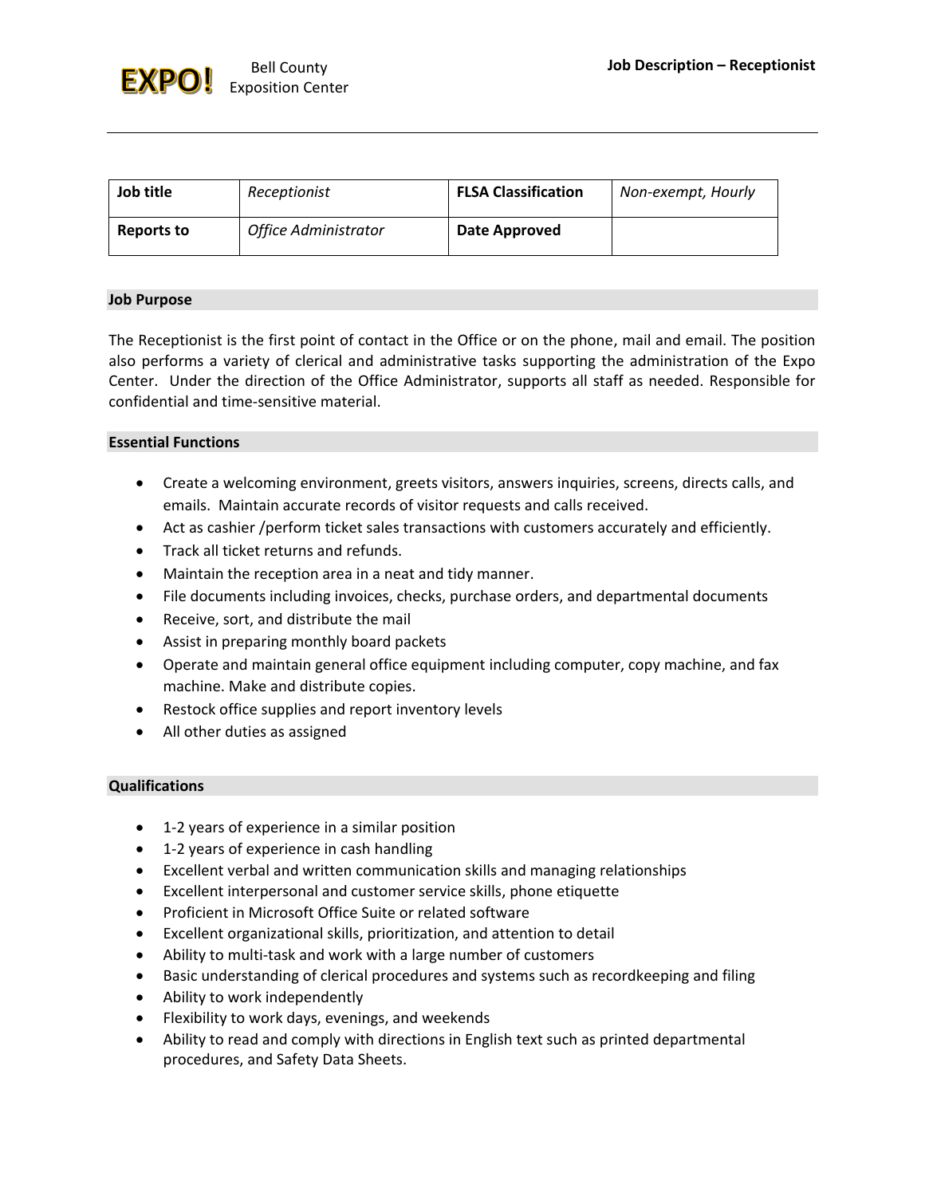EXPO! Bell County Exposition Center

**Job Description – Receptionist**

| | | | |
|---|---|---|---|
| **Job title** | *Receptionist* | **FLSA Classification** | *Non-exempt, Hourly* |
| **Reports to** | *Office Administrator* | **Date Approved** | |

## Job Purpose

The Receptionist is the first point of contact in the Office or on the phone, mail and email. The position also performs a variety of clerical and administrative tasks supporting the administration of the Expo Center. Under the direction of the Office Administrator, supports all staff as needed. Responsible for confidential and time-sensitive material.

## Essential Functions

- Create a welcoming environment, greets visitors, answers inquiries, screens, directs calls, and emails. Maintain accurate records of visitor requests and calls received.
- Act as cashier /perform ticket sales transactions with customers accurately and efficiently.
- Track all ticket returns and refunds.
- Maintain the reception area in a neat and tidy manner.
- File documents including invoices, checks, purchase orders, and departmental documents
- Receive, sort, and distribute the mail
- Assist in preparing monthly board packets
- Operate and maintain general office equipment including computer, copy machine, and fax machine. Make and distribute copies.
- Restock office supplies and report inventory levels
- All other duties as assigned

## Qualifications

- 1-2 years of experience in a similar position
- 1-2 years of experience in cash handling
- Excellent verbal and written communication skills and managing relationships
- Excellent interpersonal and customer service skills, phone etiquette
- Proficient in Microsoft Office Suite or related software
- Excellent organizational skills, prioritization, and attention to detail
- Ability to multi-task and work with a large number of customers
- Basic understanding of clerical procedures and systems such as recordkeeping and filing
- Ability to work independently
- Flexibility to work days, evenings, and weekends
- Ability to read and comply with directions in English text such as printed departmental procedures, and Safety Data Sheets.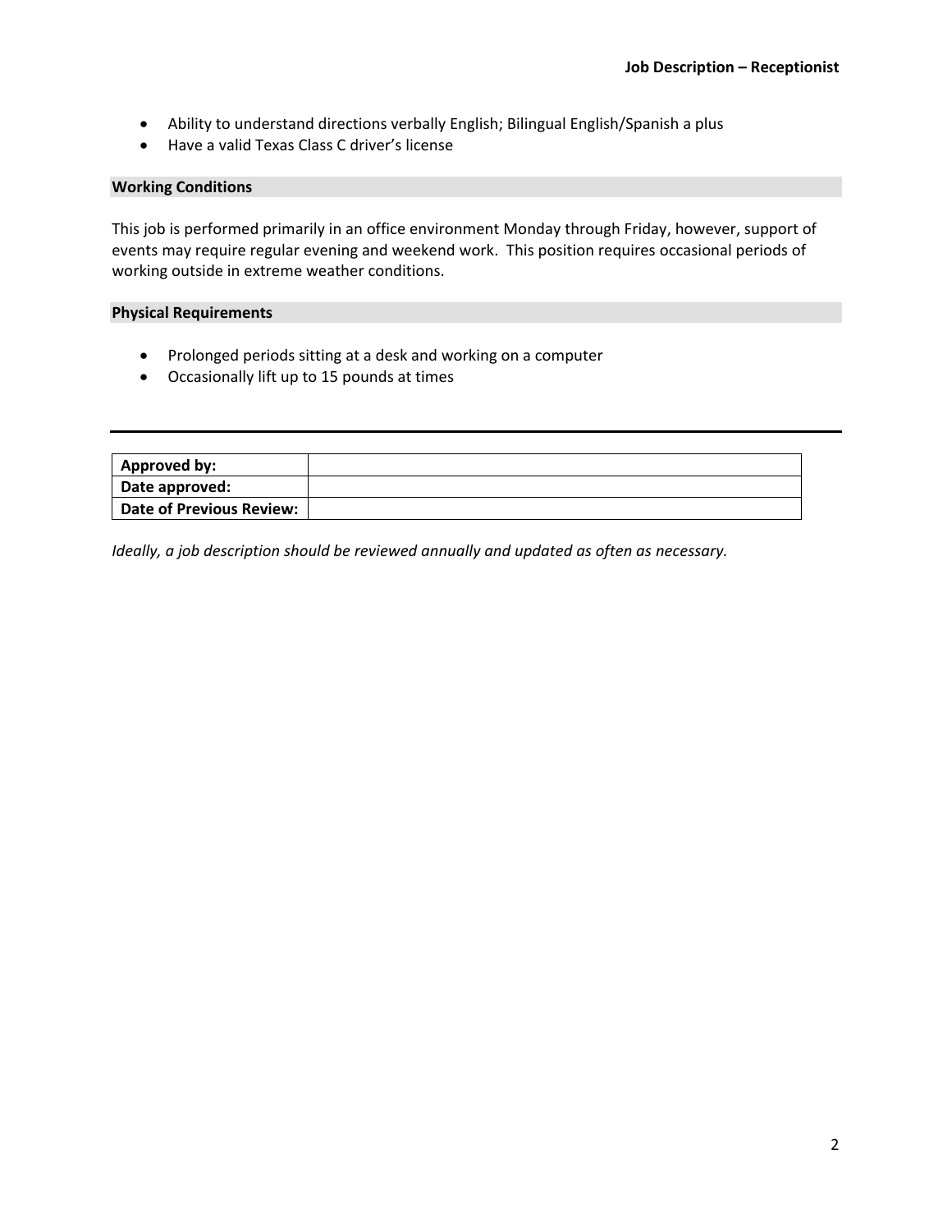- Ability to understand directions verbally English; Bilingual English/Spanish a plus
- Have a valid Texas Class C driver's license

## Working Conditions

This job is performed primarily in an office environment Monday through Friday, however, support of events may require regular evening and weekend work. This position requires occasional periods of working outside in extreme weather conditions.

## Physical Requirements

- Prolonged periods sitting at a desk and working on a computer
- Occasionally lift up to 15 pounds at times

---

| | |
|---|---|
| **Approved by:** | |
| **Date approved:** | |
| **Date of Previous Review:** | |

*Ideally, a job description should be reviewed annually and updated as often as necessary.*